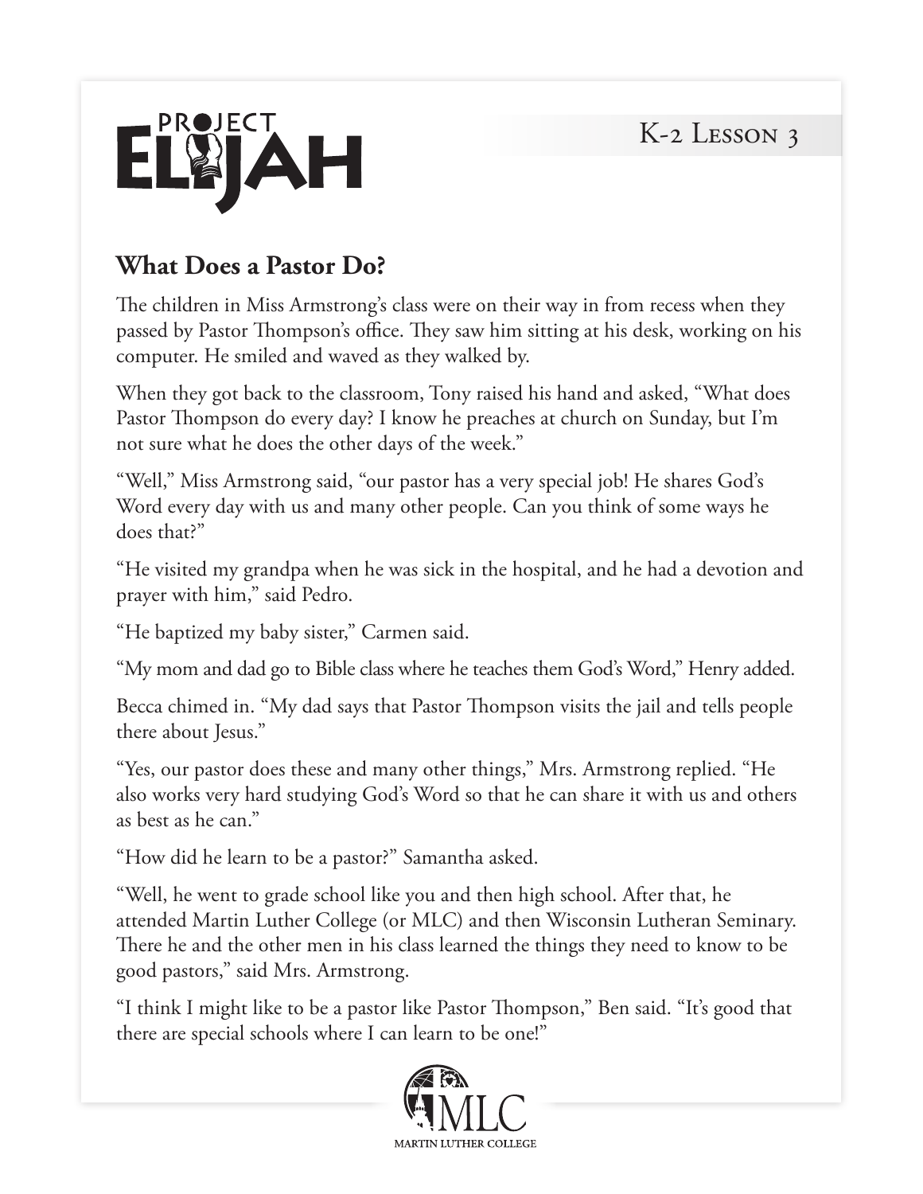PROJECT ELIJAH

K-2 Lesson 3

## What Does a Pastor Do?

The children in Miss Armstrong's class were on their way in from recess when they passed by Pastor Thompson's office. They saw him sitting at his desk, working on his computer. He smiled and waved as they walked by.

When they got back to the classroom, Tony raised his hand and asked, "What does Pastor Thompson do every day? I know he preaches at church on Sunday, but I'm not sure what he does the other days of the week."

"Well," Miss Armstrong said, "our pastor has a very special job! He shares God's Word every day with us and many other people. Can you think of some ways he does that?"

"He visited my grandpa when he was sick in the hospital, and he had a devotion and prayer with him," said Pedro.

"He baptized my baby sister," Carmen said.

"My mom and dad go to Bible class where he teaches them God's Word," Henry added.

Becca chimed in. "My dad says that Pastor Thompson visits the jail and tells people there about Jesus."

"Yes, our pastor does these and many other things," Mrs. Armstrong replied. "He also works very hard studying God's Word so that he can share it with us and others as best as he can."

"How did he learn to be a pastor?" Samantha asked.

"Well, he went to grade school like you and then high school. After that, he attended Martin Luther College (or MLC) and then Wisconsin Lutheran Seminary. There he and the other men in his class learned the things they need to know to be good pastors," said Mrs. Armstrong.

"I think I might like to be a pastor like Pastor Thompson," Ben said. "It's good that there are special schools where I can learn to be one!"

MLC
MARTIN LUTHER COLLEGE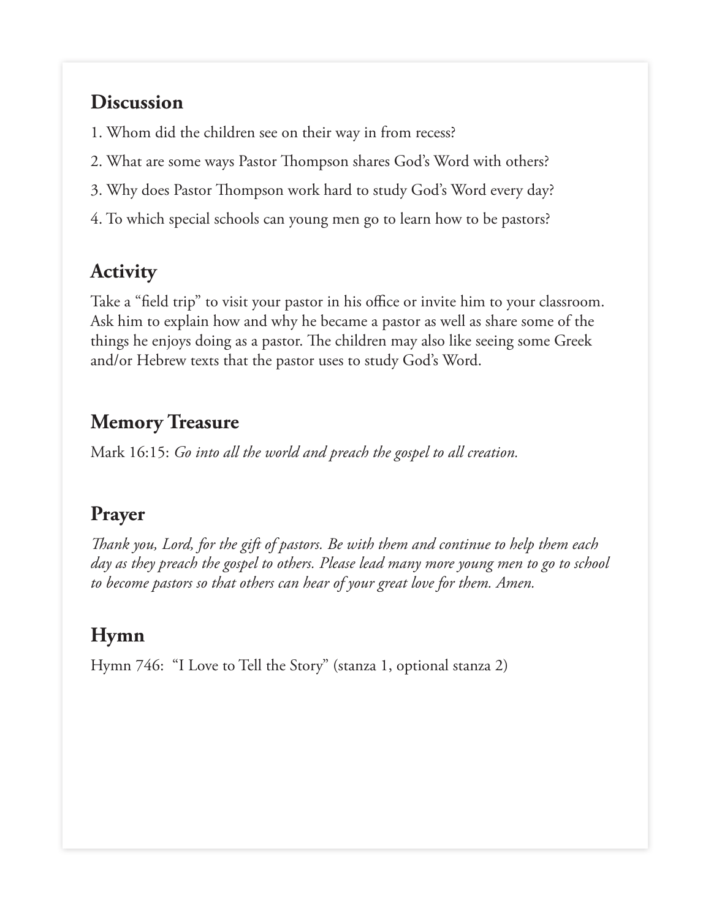## Discussion

1. Whom did the children see on their way in from recess?
2. What are some ways Pastor Thompson shares God's Word with others?
3. Why does Pastor Thompson work hard to study God's Word every day?
4. To which special schools can young men go to learn how to be pastors?

## Activity

Take a "field trip" to visit your pastor in his office or invite him to your classroom. Ask him to explain how and why he became a pastor as well as share some of the things he enjoys doing as a pastor. The children may also like seeing some Greek and/or Hebrew texts that the pastor uses to study God's Word.

## Memory Treasure

Mark 16:15: *Go into all the world and preach the gospel to all creation.*

## Prayer

*Thank you, Lord, for the gift of pastors. Be with them and continue to help them each day as they preach the gospel to others. Please lead many more young men to go to school to become pastors so that others can hear of your great love for them. Amen.*

## Hymn

Hymn 746: "I Love to Tell the Story" (stanza 1, optional stanza 2)